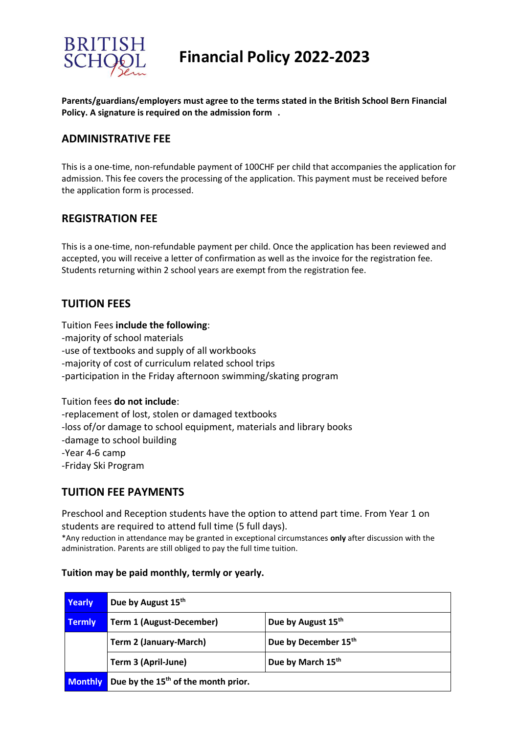# Financial Policy 2022-2023

**Parents/guardians/employers must agree to the terms stated in the British School Bern Financial Policy. A signature is required on the admission form .**

## ADMINISTRATIVE FEE

This is a one-time, non-refundable payment of 100CHF per child that accompanies the application for admission. This fee covers the processing of the application. This payment must be received before the application form is processed.

## REGISTRATION FEE

This is a one-time, non-refundable payment per child. Once the application has been reviewed and accepted, you will receive a letter of confirmation as well as the invoice for the registration fee. Students returning within 2 school years are exempt from the registration fee.

## TUITION FEES

Tuition Fees **include the following**:
-majority of school materials
-use of textbooks and supply of all workbooks
-majority of cost of curriculum related school trips
-participation in the Friday afternoon swimming/skating program

Tuition fees **do not include**:
-replacement of lost, stolen or damaged textbooks
-loss of/or damage to school equipment, materials and library books
-damage to school building
-Year 4-6 camp
-Friday Ski Program

## TUITION FEE PAYMENTS

Preschool and Reception students have the option to attend part time. From Year 1 on students are required to attend full time (5 full days).
*Any reduction in attendance may be granted in exceptional circumstances **only** after discussion with the administration. Parents are still obliged to pay the full time tuition.

**Tuition may be paid monthly, termly or yearly.**

| | | |
|---|---|---|
| **Yearly** | **Due by August 15th** | |
| **Termly** | **Term 1 (August-December)** | **Due by August 15th** |
| | **Term 2 (January-March)** | **Due by December 15th** |
| | **Term 3 (April-June)** | **Due by March 15th** |
| **Monthly** | **Due by the 15th of the month prior.** | |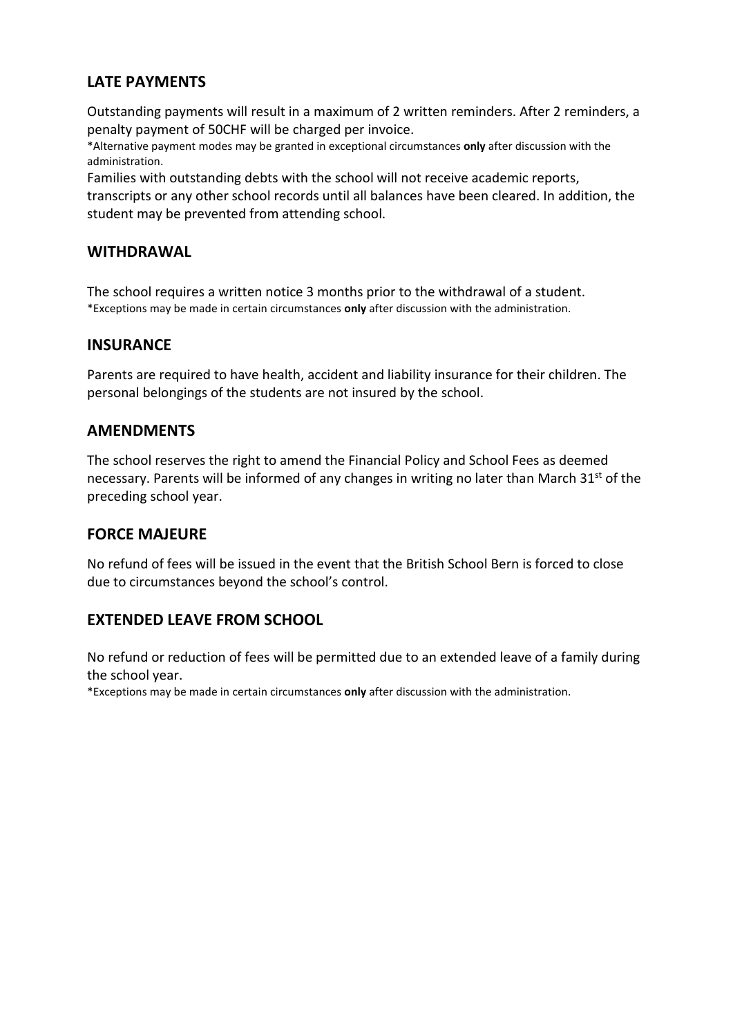## LATE PAYMENTS

Outstanding payments will result in a maximum of 2 written reminders. After 2 reminders, a penalty payment of 50CHF will be charged per invoice.

*Alternative payment modes may be granted in exceptional circumstances **only** after discussion with the administration.

Families with outstanding debts with the school will not receive academic reports, transcripts or any other school records until all balances have been cleared. In addition, the student may be prevented from attending school.

## WITHDRAWAL

The school requires a written notice 3 months prior to the withdrawal of a student.

*Exceptions may be made in certain circumstances **only** after discussion with the administration.

## INSURANCE

Parents are required to have health, accident and liability insurance for their children. The personal belongings of the students are not insured by the school.

## AMENDMENTS

The school reserves the right to amend the Financial Policy and School Fees as deemed necessary. Parents will be informed of any changes in writing no later than March 31st of the preceding school year.

## FORCE MAJEURE

No refund of fees will be issued in the event that the British School Bern is forced to close due to circumstances beyond the school's control.

## EXTENDED LEAVE FROM SCHOOL

No refund or reduction of fees will be permitted due to an extended leave of a family during the school year.

*Exceptions may be made in certain circumstances **only** after discussion with the administration.